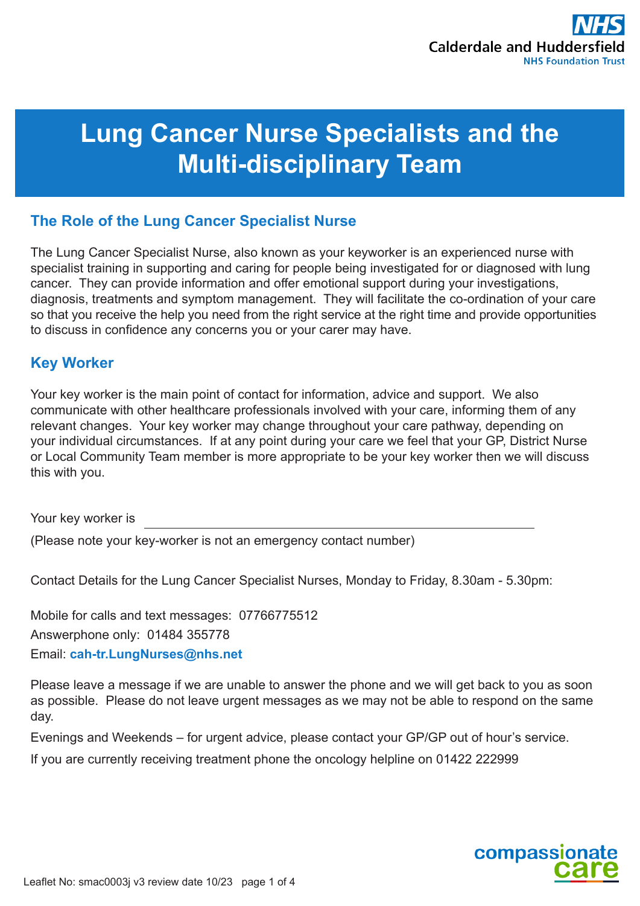# Lung Cancer Nurse Specialists and the Multi-disciplinary Team

## The Role of the Lung Cancer Specialist Nurse

The Lung Cancer Specialist Nurse, also known as your keyworker is an experienced nurse with specialist training in supporting and caring for people being investigated for or diagnosed with lung cancer. They can provide information and offer emotional support during your investigations, diagnosis, treatments and symptom management. They will facilitate the co-ordination of your care so that you receive the help you need from the right service at the right time and provide opportunities to discuss in confidence any concerns you or your carer may have.

## Key Worker

Your key worker is the main point of contact for information, advice and support. We also communicate with other healthcare professionals involved with your care, informing them of any relevant changes. Your key worker may change throughout your care pathway, depending on your individual circumstances. If at any point during your care we feel that your GP, District Nurse or Local Community Team member is more appropriate to be your key worker then we will discuss this with you.

Your key worker is ______________________________________________

(Please note your key-worker is not an emergency contact number)

Contact Details for the Lung Cancer Specialist Nurses, Monday to Friday, 8.30am - 5.30pm:

Mobile for calls and text messages: 07766775512
Answerphone only: 01484 355778
Email: **cah-tr.LungNurses@nhs.net**

Please leave a message if we are unable to answer the phone and we will get back to you as soon as possible. Please do not leave urgent messages as we may not be able to respond on the same day.

Evenings and Weekends – for urgent advice, please contact your GP/GP out of hour's service.

If you are currently receiving treatment phone the oncology helpline on 01422 222999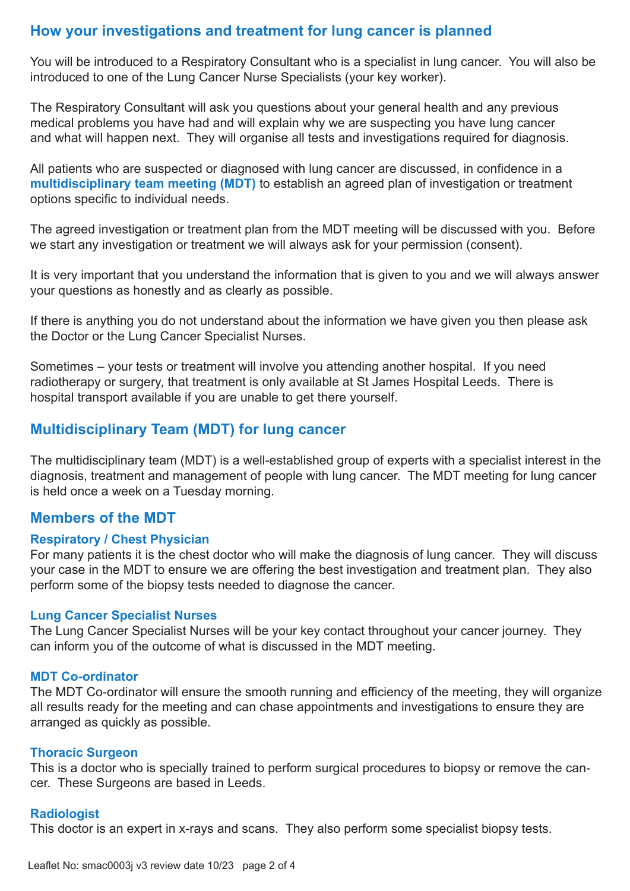## How your investigations and treatment for lung cancer is planned

You will be introduced to a Respiratory Consultant who is a specialist in lung cancer. You will also be introduced to one of the Lung Cancer Nurse Specialists (your key worker).

The Respiratory Consultant will ask you questions about your general health and any previous medical problems you have had and will explain why we are suspecting you have lung cancer and what will happen next. They will organise all tests and investigations required for diagnosis.

All patients who are suspected or diagnosed with lung cancer are discussed, in confidence in a **multidisciplinary team meeting (MDT)** to establish an agreed plan of investigation or treatment options specific to individual needs.

The agreed investigation or treatment plan from the MDT meeting will be discussed with you. Before we start any investigation or treatment we will always ask for your permission (consent).

It is very important that you understand the information that is given to you and we will always answer your questions as honestly and as clearly as possible.

If there is anything you do not understand about the information we have given you then please ask the Doctor or the Lung Cancer Specialist Nurses.

Sometimes – your tests or treatment will involve you attending another hospital. If you need radiotherapy or surgery, that treatment is only available at St James Hospital Leeds. There is hospital transport available if you are unable to get there yourself.

## Multidisciplinary Team (MDT) for lung cancer

The multidisciplinary team (MDT) is a well-established group of experts with a specialist interest in the diagnosis, treatment and management of people with lung cancer. The MDT meeting for lung cancer is held once a week on a Tuesday morning.

## Members of the MDT

### Respiratory / Chest Physician

For many patients it is the chest doctor who will make the diagnosis of lung cancer. They will discuss your case in the MDT to ensure we are offering the best investigation and treatment plan. They also perform some of the biopsy tests needed to diagnose the cancer.

### Lung Cancer Specialist Nurses

The Lung Cancer Specialist Nurses will be your key contact throughout your cancer journey. They can inform you of the outcome of what is discussed in the MDT meeting.

### MDT Co-ordinator

The MDT Co-ordinator will ensure the smooth running and efficiency of the meeting, they will organize all results ready for the meeting and can chase appointments and investigations to ensure they are arranged as quickly as possible.

### Thoracic Surgeon

This is a doctor who is specially trained to perform surgical procedures to biopsy or remove the cancer. These Surgeons are based in Leeds.

### Radiologist

This doctor is an expert in x-rays and scans. They also perform some specialist biopsy tests.

Leaflet No: smac0003j v3 review date 10/23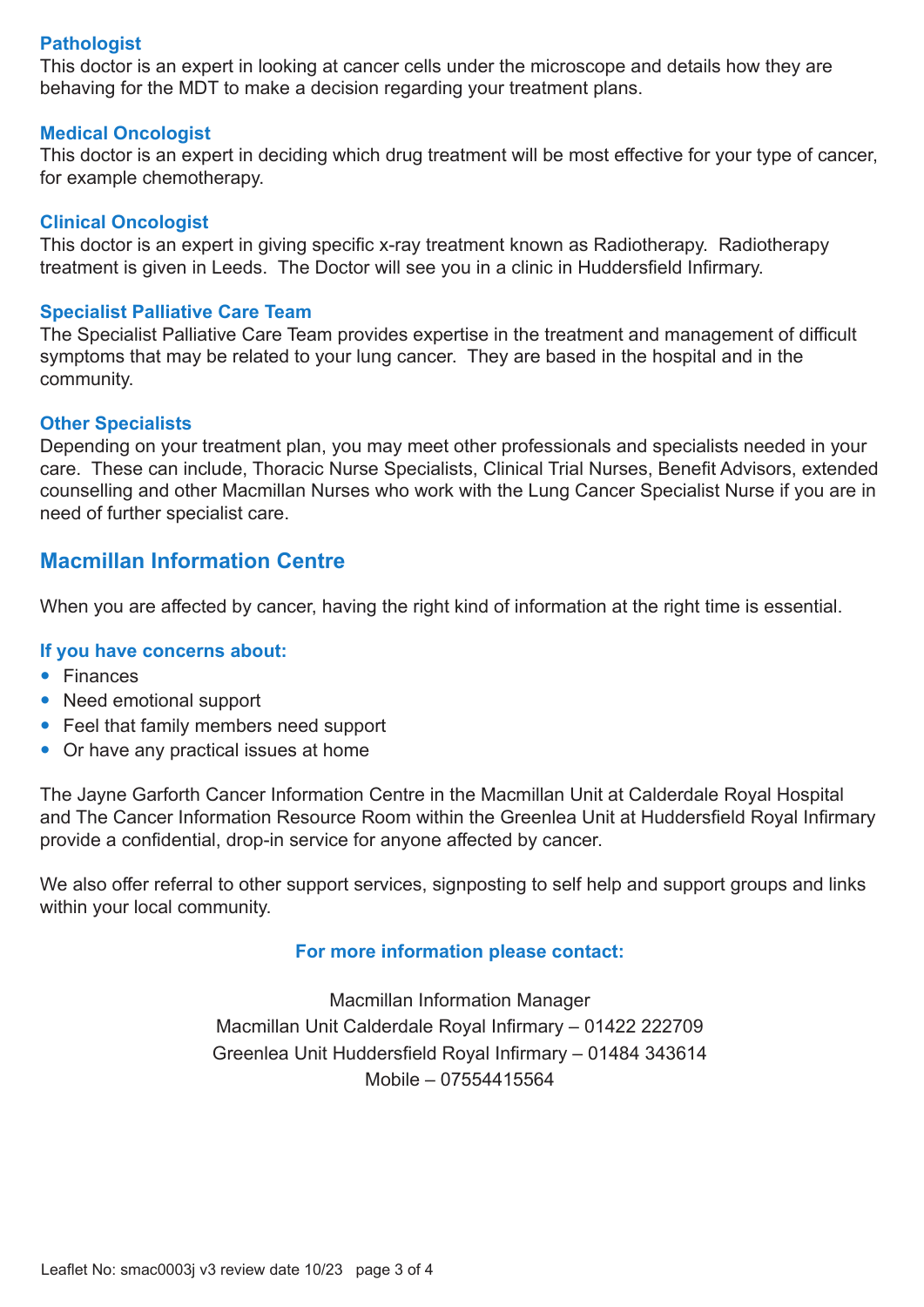### Pathologist

This doctor is an expert in looking at cancer cells under the microscope and details how they are behaving for the MDT to make a decision regarding your treatment plans.

### Medical Oncologist

This doctor is an expert in deciding which drug treatment will be most effective for your type of cancer, for example chemotherapy.

### Clinical Oncologist

This doctor is an expert in giving specific x-ray treatment known as Radiotherapy. Radiotherapy treatment is given in Leeds. The Doctor will see you in a clinic in Huddersfield Infirmary.

### Specialist Palliative Care Team

The Specialist Palliative Care Team provides expertise in the treatment and management of difficult symptoms that may be related to your lung cancer. They are based in the hospital and in the community.

### Other Specialists

Depending on your treatment plan, you may meet other professionals and specialists needed in your care. These can include, Thoracic Nurse Specialists, Clinical Trial Nurses, Benefit Advisors, extended counselling and other Macmillan Nurses who work with the Lung Cancer Specialist Nurse if you are in need of further specialist care.

## Macmillan Information Centre

When you are affected by cancer, having the right kind of information at the right time is essential.

### If you have concerns about:

- Finances
- Need emotional support
- Feel that family members need support
- Or have any practical issues at home

The Jayne Garforth Cancer Information Centre in the Macmillan Unit at Calderdale Royal Hospital and The Cancer Information Resource Room within the Greenlea Unit at Huddersfield Royal Infirmary provide a confidential, drop-in service for anyone affected by cancer.

We also offer referral to other support services, signposting to self help and support groups and links within your local community.

### For more information please contact:

Macmillan Information Manager
Macmillan Unit Calderdale Royal Infirmary – 01422 222709
Greenlea Unit Huddersfield Royal Infirmary – 01484 343614
Mobile – 07554415564

Leaflet No: smac0003j v3 review date 10/23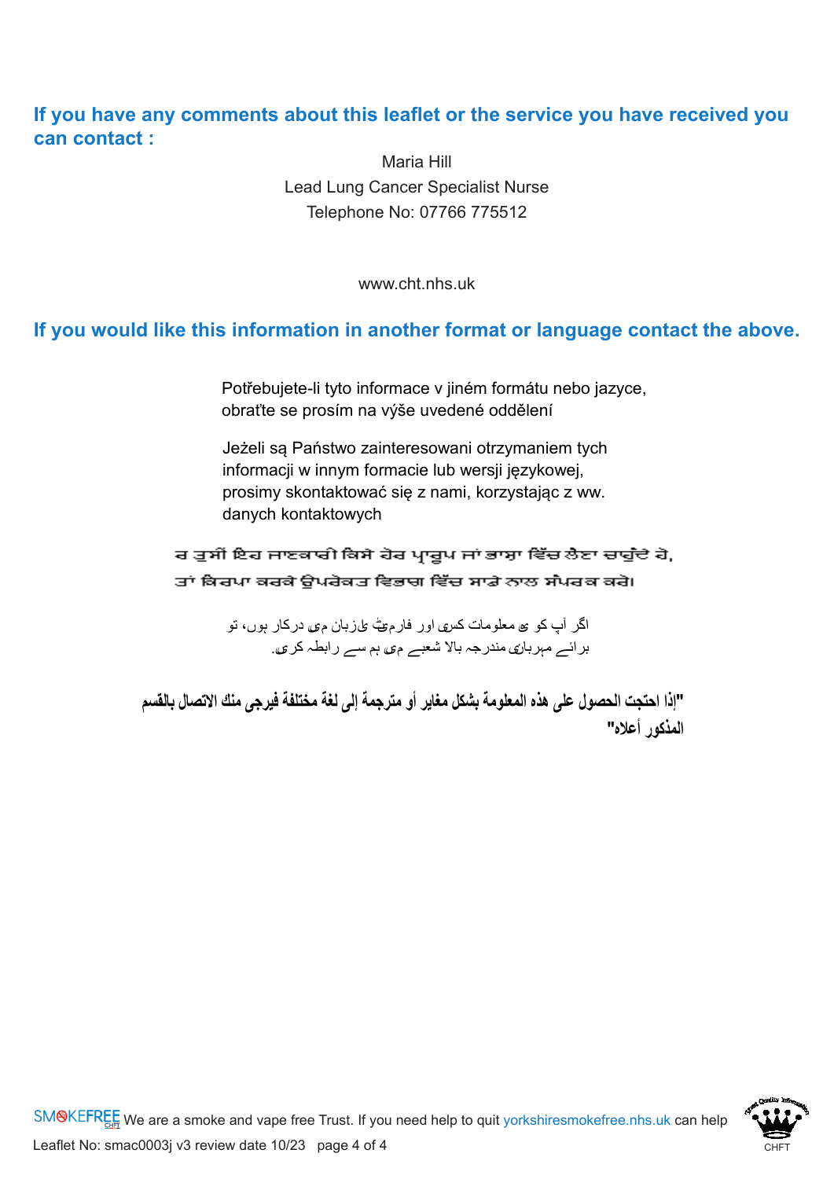## If you have any comments about this leaflet or the service you have received you can contact :

Maria Hill
Lead Lung Cancer Specialist Nurse
Telephone No: 07766 775512

www.cht.nhs.uk

## If you would like this information in another format or language contact the above.

Potřebujete-li tyto informace v jiném formátu nebo jazyce, obraťte se prosím na výše uvedené oddělení

Jeżeli są Państwo zainteresowani otrzymaniem tych informacji w innym formacie lub wersji językowej, prosimy skontaktować się z nami, korzystając z ww. danych kontaktowych

ਰ ਤੁਸੀਂ ਇਹ ਜਾਣਕਾਰੀ ਕਿਸੇ ਹੋਰ ਪ੍ਰਾਰੂਪ ਜਾਂ ਭਾਸ਼ਾ ਵਿੱਚ ਲੈਣਾ ਚਾਹੁੰਦੇ ਹੋ, ਤਾਂ ਕਿਰਪਾ ਕਰਕੇ ਉਪਰੋਕਤ ਵਿਭਾਗ ਵਿੱਚ ਸਾਡੇ ਨਾਲ ਸੰਪਰਕ ਕਰੋ।

اگر آپ کو یہ معلومات کسی اور فارمیٹ یا زبان میں درکار ہوں، تو برائے مہربانی مندرجہ بالا شعبے میں ہم سے رابطہ کریں.

"إذا احتجت الحصول على هذه المعلومة بشكل مغاير أو مترجمة إلى لغة مختلفة فيرجى منك الاتصال بالقسم المذكور أعلاه"

SMOKEFREE We are a smoke and vape free Trust. If you need help to quit yorkshiresmokefree.nhs.uk can help

Leaflet No: smac0003j v3 review date 10/23